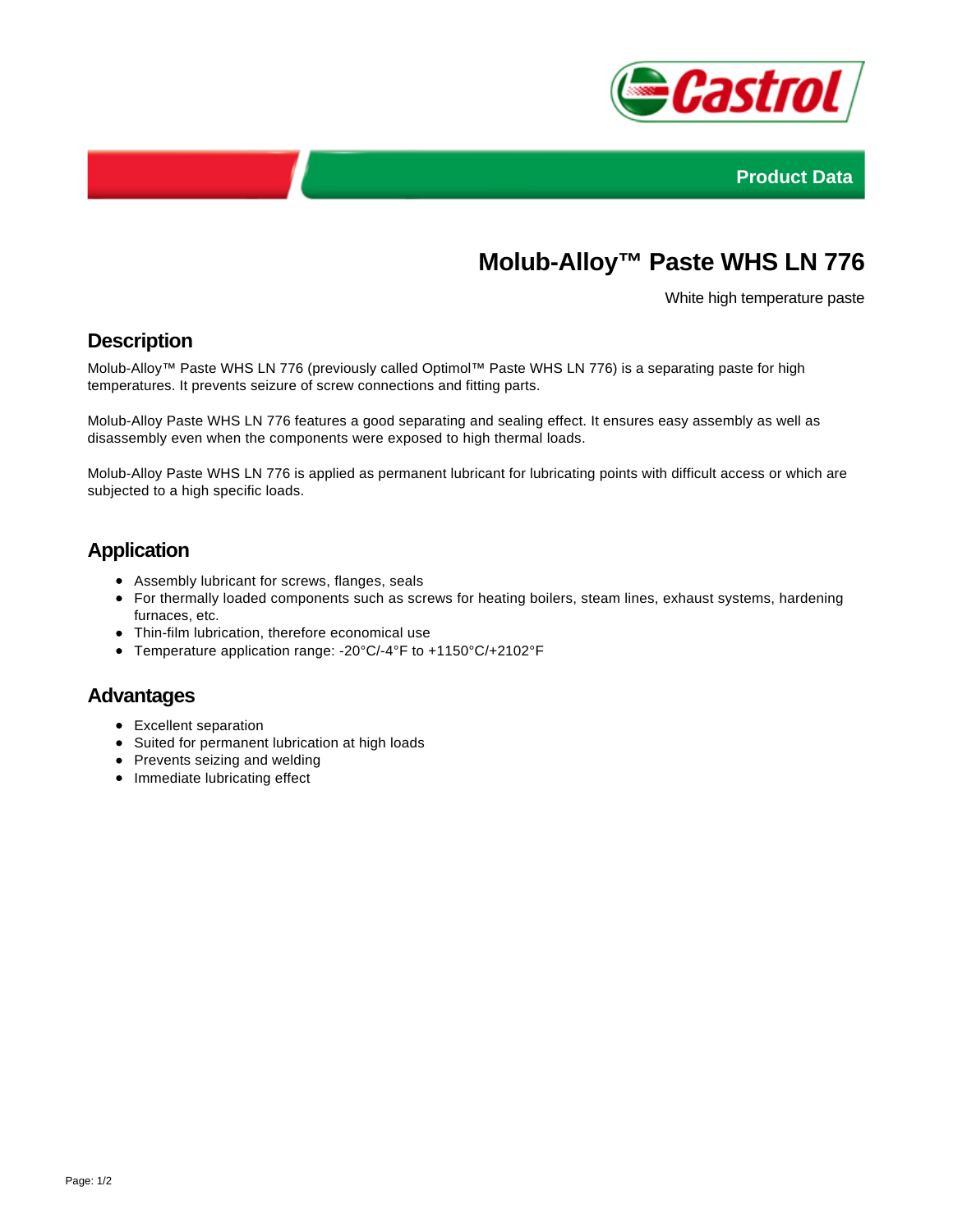Product Data

# Molub-Alloy™ Paste WHS LN 776

White high temperature paste

## Description

Molub-Alloy™ Paste WHS LN 776 (previously called Optimol™ Paste WHS LN 776) is a separating paste for high temperatures. It prevents seizure of screw connections and fitting parts.

Molub-Alloy Paste WHS LN 776 features a good separating and sealing effect. It ensures easy assembly as well as disassembly even when the components were exposed to high thermal loads.

Molub-Alloy Paste WHS LN 776 is applied as permanent lubricant for lubricating points with difficult access or which are subjected to a high specific loads.

## Application

- Assembly lubricant for screws, flanges, seals
- For thermally loaded components such as screws for heating boilers, steam lines, exhaust systems, hardening furnaces, etc.
- Thin-film lubrication, therefore economical use
- Temperature application range: -20°C/-4°F to +1150°C/+2102°F

## Advantages

- Excellent separation
- Suited for permanent lubrication at high loads
- Prevents seizing and welding
- Immediate lubricating effect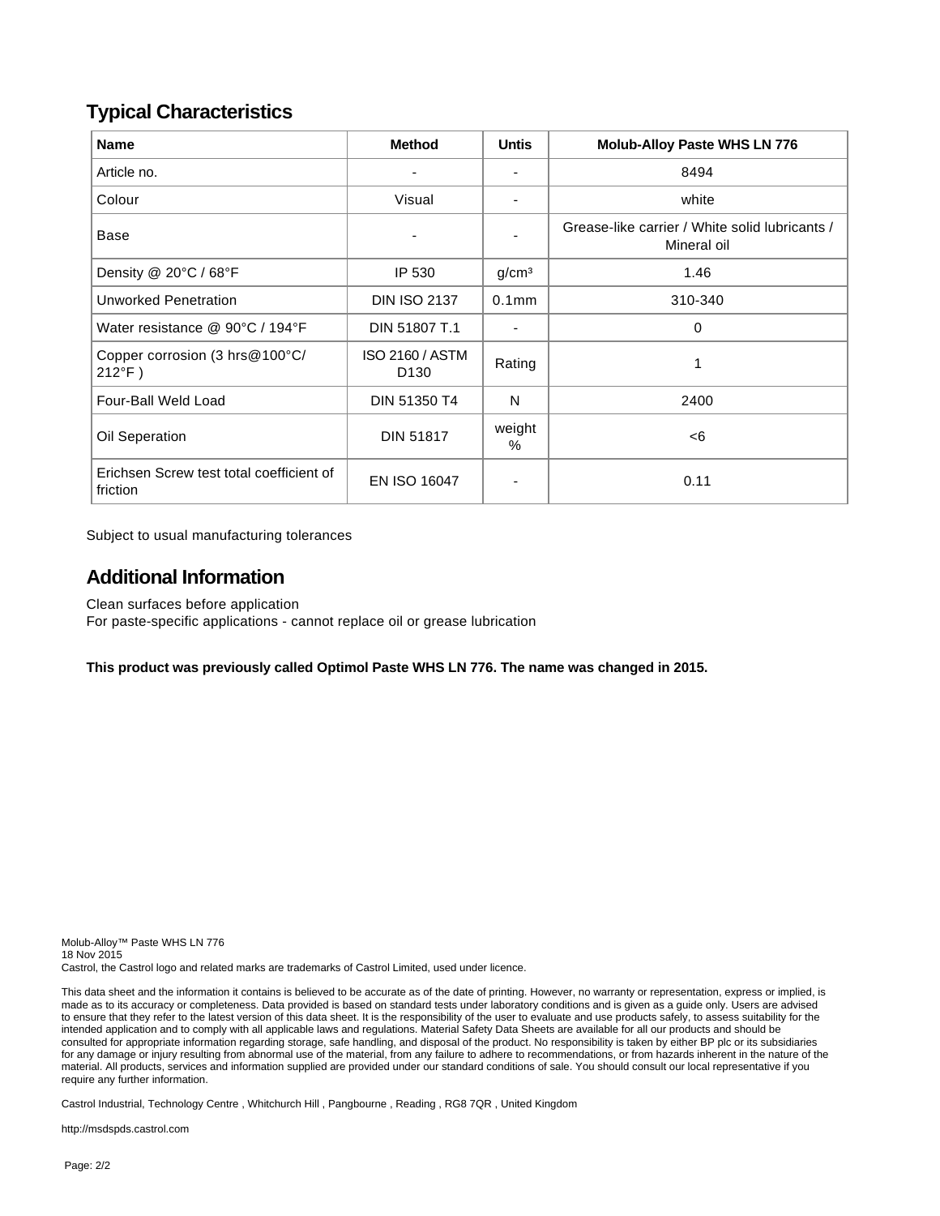## Typical Characteristics

| Name | Method | Untis | Molub-Alloy Paste WHS LN 776 |
|---|---|---|---|
| Article no. | - | - | 8494 |
| Colour | Visual | - | white |
| Base | - | - | Grease-like carrier / White solid lubricants / Mineral oil |
| Density @ 20°C / 68°F | IP 530 | g/cm³ | 1.46 |
| Unworked Penetration | DIN ISO 2137 | 0.1mm | 310-340 |
| Water resistance @ 90°C / 194°F | DIN 51807 T.1 | - | 0 |
| Copper corrosion (3 hrs@100°C/ 212°F ) | ISO 2160 / ASTM D130 | Rating | 1 |
| Four-Ball Weld Load | DIN 51350 T4 | N | 2400 |
| Oil Seperation | DIN 51817 | weight % | <6 |
| Erichsen Screw test total coefficient of friction | EN ISO 16047 | - | 0.11 |

Subject to usual manufacturing tolerances

## Additional Information

Clean surfaces before application
For paste-specific applications - cannot replace oil or grease lubrication

**This product was previously called Optimol Paste WHS LN 776. The name was changed in 2015.**

Molub-Alloy™ Paste WHS LN 776
18 Nov 2015
Castrol, the Castrol logo and related marks are trademarks of Castrol Limited, used under licence.

This data sheet and the information it contains is believed to be accurate as of the date of printing. However, no warranty or representation, express or implied, is made as to its accuracy or completeness. Data provided is based on standard tests under laboratory conditions and is given as a guide only. Users are advised to ensure that they refer to the latest version of this data sheet. It is the responsibility of the user to evaluate and use products safely, to assess suitability for the intended application and to comply with all applicable laws and regulations. Material Safety Data Sheets are available for all our products and should be consulted for appropriate information regarding storage, safe handling, and disposal of the product. No responsibility is taken by either BP plc or its subsidiaries for any damage or injury resulting from abnormal use of the material, from any failure to adhere to recommendations, or from hazards inherent in the nature of the material. All products, services and information supplied are provided under our standard conditions of sale. You should consult our local representative if you require any further information.

Castrol Industrial, Technology Centre , Whitchurch Hill , Pangbourne , Reading , RG8 7QR , United Kingdom

http://msdspds.castrol.com